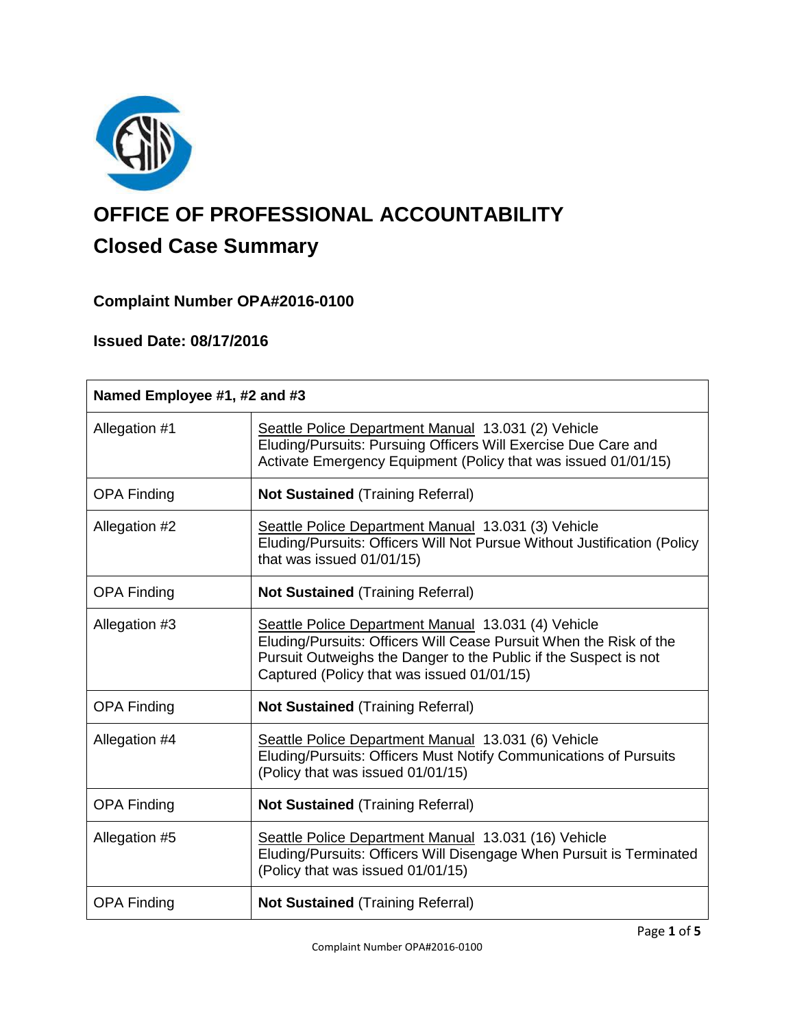# OFFICE OF PROFESSIONAL ACCOUNTABILITY

## Closed Case Summary

### Complaint Number OPA#2016-0100

### Issued Date: 08/17/2016

| **Named Employee #1, #2 and #3** | |
|---|---|
| Allegation #1 | Seattle Police Department Manual 13.031 (2) Vehicle Eluding/Pursuits: Pursuing Officers Will Exercise Due Care and Activate Emergency Equipment (Policy that was issued 01/01/15) |
| OPA Finding | **Not Sustained** (Training Referral) |
| Allegation #2 | Seattle Police Department Manual 13.031 (3) Vehicle Eluding/Pursuits: Officers Will Not Pursue Without Justification (Policy that was issued 01/01/15) |
| OPA Finding | **Not Sustained** (Training Referral) |
| Allegation #3 | Seattle Police Department Manual 13.031 (4) Vehicle Eluding/Pursuits: Officers Will Cease Pursuit When the Risk of the Pursuit Outweighs the Danger to the Public if the Suspect is not Captured (Policy that was issued 01/01/15) |
| OPA Finding | **Not Sustained** (Training Referral) |
| Allegation #4 | Seattle Police Department Manual 13.031 (6) Vehicle Eluding/Pursuits: Officers Must Notify Communications of Pursuits (Policy that was issued 01/01/15) |
| OPA Finding | **Not Sustained** (Training Referral) |
| Allegation #5 | Seattle Police Department Manual 13.031 (16) Vehicle Eluding/Pursuits: Officers Will Disengage When Pursuit is Terminated (Policy that was issued 01/01/15) |
| OPA Finding | **Not Sustained** (Training Referral) |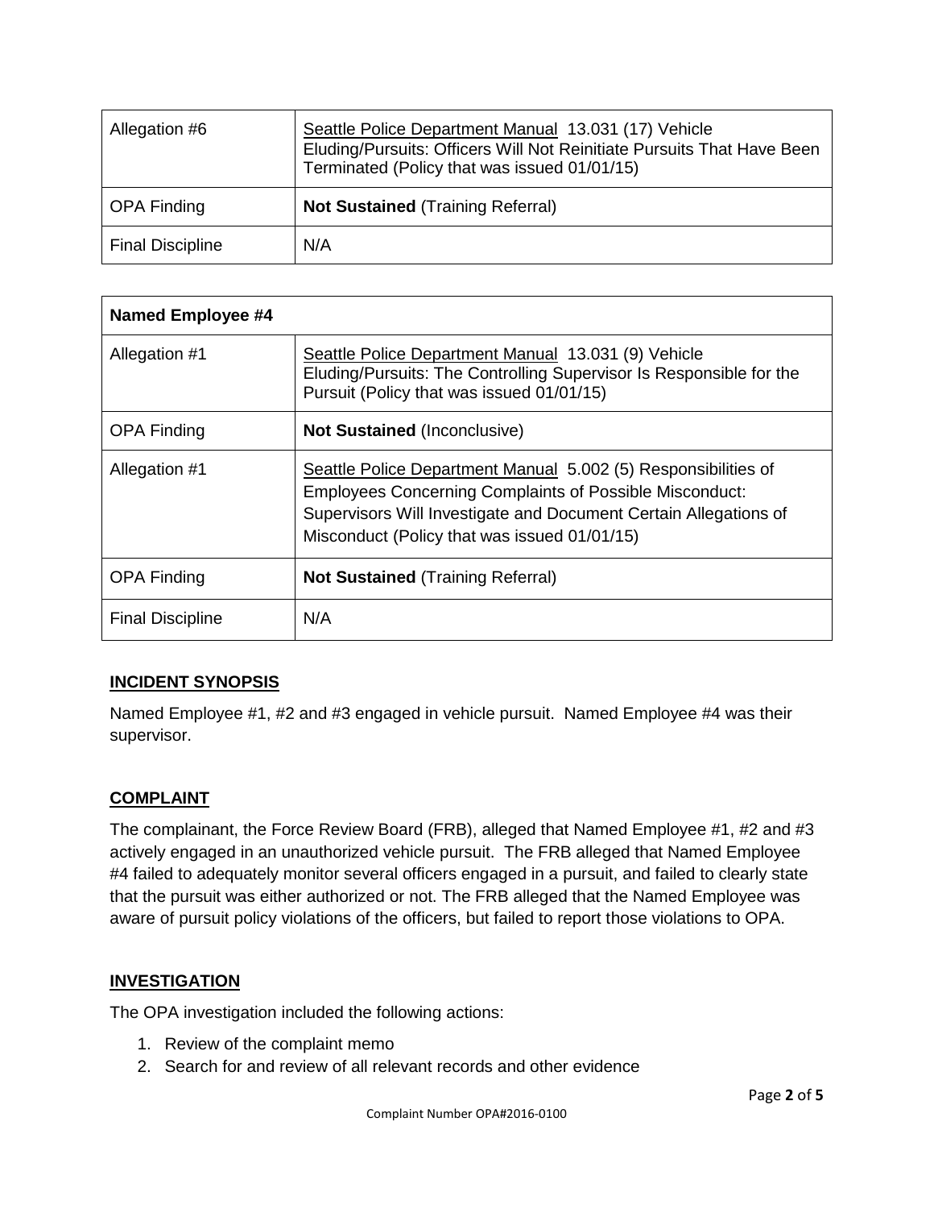| Allegation #6 | Seattle Police Department Manual 13.031 (17) Vehicle Eluding/Pursuits: Officers Will Not Reinitiate Pursuits That Have Been Terminated (Policy that was issued 01/01/15) |
|---|---|
| OPA Finding | **Not Sustained** (Training Referral) |
| Final Discipline | N/A |

| **Named Employee #4** | |
|---|---|
| Allegation #1 | Seattle Police Department Manual 13.031 (9) Vehicle Eluding/Pursuits: The Controlling Supervisor Is Responsible for the Pursuit (Policy that was issued 01/01/15) |
| OPA Finding | **Not Sustained** (Inconclusive) |
| Allegation #1 | Seattle Police Department Manual 5.002 (5) Responsibilities of Employees Concerning Complaints of Possible Misconduct: Supervisors Will Investigate and Document Certain Allegations of Misconduct (Policy that was issued 01/01/15) |
| OPA Finding | **Not Sustained** (Training Referral) |
| Final Discipline | N/A |

## INCIDENT SYNOPSIS

Named Employee #1, #2 and #3 engaged in vehicle pursuit. Named Employee #4 was their supervisor.

## COMPLAINT

The complainant, the Force Review Board (FRB), alleged that Named Employee #1, #2 and #3 actively engaged in an unauthorized vehicle pursuit. The FRB alleged that Named Employee #4 failed to adequately monitor several officers engaged in a pursuit, and failed to clearly state that the pursuit was either authorized or not. The FRB alleged that the Named Employee was aware of pursuit policy violations of the officers, but failed to report those violations to OPA.

## INVESTIGATION

The OPA investigation included the following actions:

1. Review of the complaint memo
2. Search for and review of all relevant records and other evidence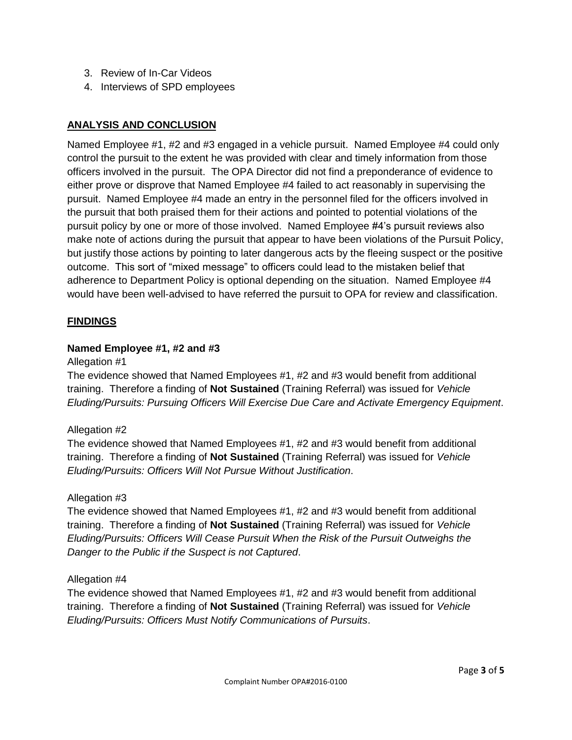3. Review of In-Car Videos
4. Interviews of SPD employees

## ANALYSIS AND CONCLUSION

Named Employee #1, #2 and #3 engaged in a vehicle pursuit. Named Employee #4 could only control the pursuit to the extent he was provided with clear and timely information from those officers involved in the pursuit. The OPA Director did not find a preponderance of evidence to either prove or disprove that Named Employee #4 failed to act reasonably in supervising the pursuit. Named Employee #4 made an entry in the personnel filed for the officers involved in the pursuit that both praised them for their actions and pointed to potential violations of the pursuit policy by one or more of those involved. Named Employee #4's pursuit reviews also make note of actions during the pursuit that appear to have been violations of the Pursuit Policy, but justify those actions by pointing to later dangerous acts by the fleeing suspect or the positive outcome. This sort of "mixed message" to officers could lead to the mistaken belief that adherence to Department Policy is optional depending on the situation. Named Employee #4 would have been well-advised to have referred the pursuit to OPA for review and classification.

## FINDINGS

### Named Employee #1, #2 and #3

Allegation #1

The evidence showed that Named Employees #1, #2 and #3 would benefit from additional training. Therefore a finding of **Not Sustained** (Training Referral) was issued for *Vehicle Eluding/Pursuits: Pursuing Officers Will Exercise Due Care and Activate Emergency Equipment*.

Allegation #2

The evidence showed that Named Employees #1, #2 and #3 would benefit from additional training. Therefore a finding of **Not Sustained** (Training Referral) was issued for *Vehicle Eluding/Pursuits: Officers Will Not Pursue Without Justification*.

Allegation #3

The evidence showed that Named Employees #1, #2 and #3 would benefit from additional training. Therefore a finding of **Not Sustained** (Training Referral) was issued for *Vehicle Eluding/Pursuits: Officers Will Cease Pursuit When the Risk of the Pursuit Outweighs the Danger to the Public if the Suspect is not Captured*.

Allegation #4

The evidence showed that Named Employees #1, #2 and #3 would benefit from additional training. Therefore a finding of **Not Sustained** (Training Referral) was issued for *Vehicle Eluding/Pursuits: Officers Must Notify Communications of Pursuits*.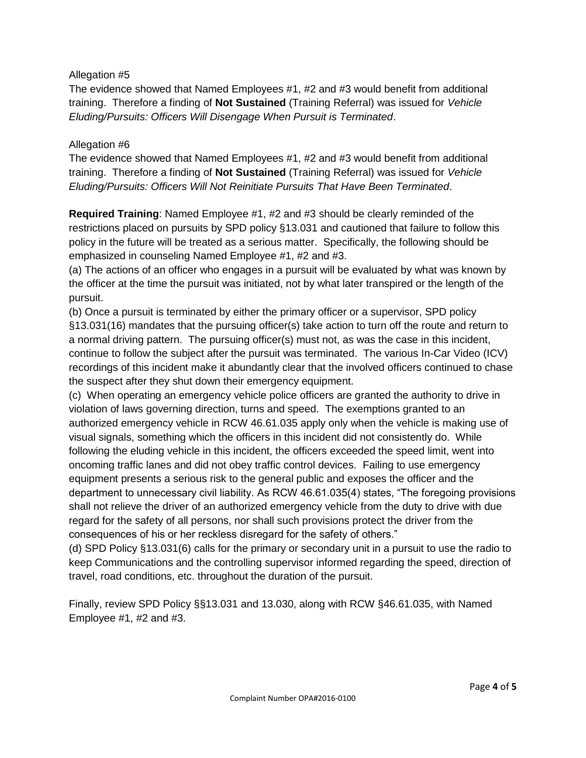Allegation #5

The evidence showed that Named Employees #1, #2 and #3 would benefit from additional training. Therefore a finding of **Not Sustained** (Training Referral) was issued for *Vehicle Eluding/Pursuits: Officers Will Disengage When Pursuit is Terminated*.

Allegation #6

The evidence showed that Named Employees #1, #2 and #3 would benefit from additional training. Therefore a finding of **Not Sustained** (Training Referral) was issued for *Vehicle Eluding/Pursuits: Officers Will Not Reinitiate Pursuits That Have Been Terminated*.

**Required Training**: Named Employee #1, #2 and #3 should be clearly reminded of the restrictions placed on pursuits by SPD policy §13.031 and cautioned that failure to follow this policy in the future will be treated as a serious matter. Specifically, the following should be emphasized in counseling Named Employee #1, #2 and #3.

(a) The actions of an officer who engages in a pursuit will be evaluated by what was known by the officer at the time the pursuit was initiated, not by what later transpired or the length of the pursuit.

(b) Once a pursuit is terminated by either the primary officer or a supervisor, SPD policy §13.031(16) mandates that the pursuing officer(s) take action to turn off the route and return to a normal driving pattern. The pursuing officer(s) must not, as was the case in this incident, continue to follow the subject after the pursuit was terminated. The various In-Car Video (ICV) recordings of this incident make it abundantly clear that the involved officers continued to chase the suspect after they shut down their emergency equipment.

(c) When operating an emergency vehicle police officers are granted the authority to drive in violation of laws governing direction, turns and speed. The exemptions granted to an authorized emergency vehicle in RCW 46.61.035 apply only when the vehicle is making use of visual signals, something which the officers in this incident did not consistently do. While following the eluding vehicle in this incident, the officers exceeded the speed limit, went into oncoming traffic lanes and did not obey traffic control devices. Failing to use emergency equipment presents a serious risk to the general public and exposes the officer and the department to unnecessary civil liability. As RCW 46.61.035(4) states, "The foregoing provisions shall not relieve the driver of an authorized emergency vehicle from the duty to drive with due regard for the safety of all persons, nor shall such provisions protect the driver from the consequences of his or her reckless disregard for the safety of others."

(d) SPD Policy §13.031(6) calls for the primary or secondary unit in a pursuit to use the radio to keep Communications and the controlling supervisor informed regarding the speed, direction of travel, road conditions, etc. throughout the duration of the pursuit.

Finally, review SPD Policy §§13.031 and 13.030, along with RCW §46.61.035, with Named Employee #1, #2 and #3.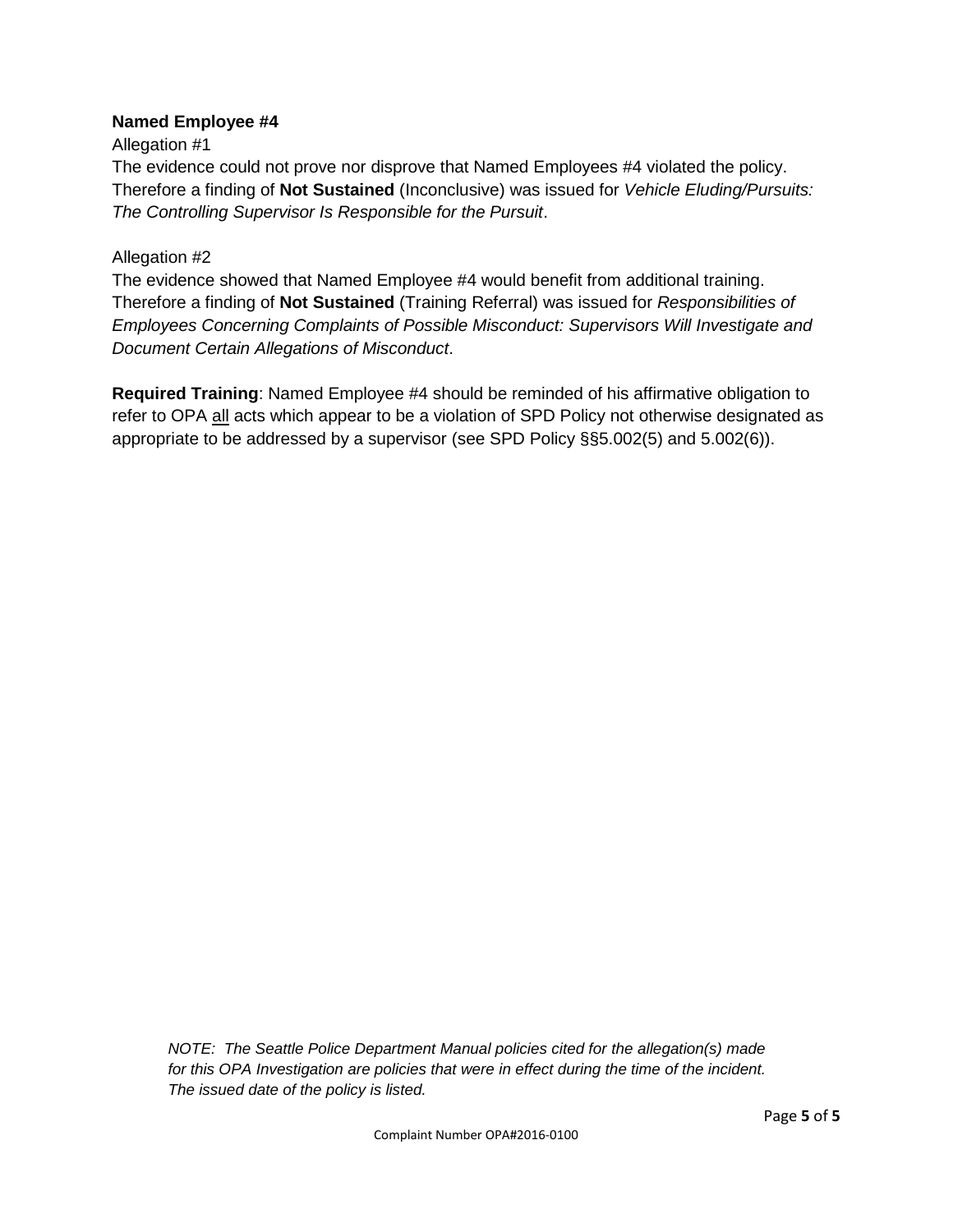**Named Employee #4**

Allegation #1

The evidence could not prove nor disprove that Named Employees #4 violated the policy. Therefore a finding of **Not Sustained** (Inconclusive) was issued for *Vehicle Eluding/Pursuits: The Controlling Supervisor Is Responsible for the Pursuit*.

Allegation #2

The evidence showed that Named Employee #4 would benefit from additional training. Therefore a finding of **Not Sustained** (Training Referral) was issued for *Responsibilities of Employees Concerning Complaints of Possible Misconduct: Supervisors Will Investigate and Document Certain Allegations of Misconduct*.

**Required Training**: Named Employee #4 should be reminded of his affirmative obligation to refer to OPA all acts which appear to be a violation of SPD Policy not otherwise designated as appropriate to be addressed by a supervisor (see SPD Policy §§5.002(5) and 5.002(6)).

*NOTE: The Seattle Police Department Manual policies cited for the allegation(s) made for this OPA Investigation are policies that were in effect during the time of the incident. The issued date of the policy is listed.*

Complaint Number OPA#2016-0100